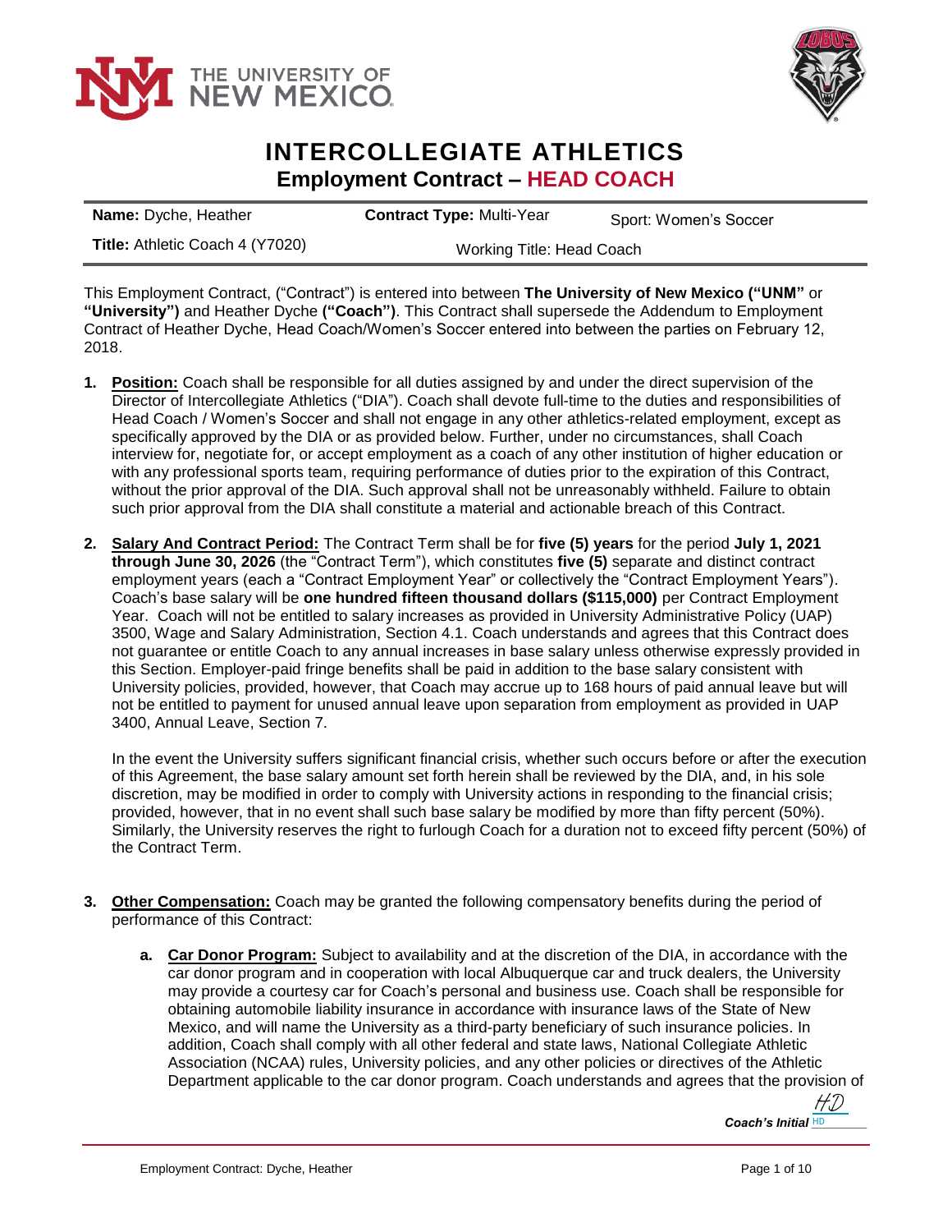# INTERCOLLEGIATE ATHLETICS

## Employment Contract – HEAD COACH

| **Name:** Dyche, Heather | **Contract Type:** Multi-Year | Sport: Women's Soccer |
|---|---|---|
| **Title:** Athletic Coach 4 (Y7020) | Working Title: Head Coach | |

This Employment Contract, ("Contract") is entered into between **The University of New Mexico ("UNM"** or **"University")** and Heather Dyche **("Coach")**. This Contract shall supersede the Addendum to Employment Contract of Heather Dyche, Head Coach/Women's Soccer entered into between the parties on February 12, 2018.

1. **Position:** Coach shall be responsible for all duties assigned by and under the direct supervision of the Director of Intercollegiate Athletics ("DIA"). Coach shall devote full-time to the duties and responsibilities of Head Coach / Women's Soccer and shall not engage in any other athletics-related employment, except as specifically approved by the DIA or as provided below. Further, under no circumstances, shall Coach interview for, negotiate for, or accept employment as a coach of any other institution of higher education or with any professional sports team, requiring performance of duties prior to the expiration of this Contract, without the prior approval of the DIA. Such approval shall not be unreasonably withheld. Failure to obtain such prior approval from the DIA shall constitute a material and actionable breach of this Contract.

2. **Salary And Contract Period:** The Contract Term shall be for **five (5) years** for the period **July 1, 2021 through June 30, 2026** (the "Contract Term"), which constitutes **five (5)** separate and distinct contract employment years (each a "Contract Employment Year" or collectively the "Contract Employment Years"). Coach's base salary will be **one hundred fifteen thousand dollars ($115,000)** per Contract Employment Year. Coach will not be entitled to salary increases as provided in University Administrative Policy (UAP) 3500, Wage and Salary Administration, Section 4.1. Coach understands and agrees that this Contract does not guarantee or entitle Coach to any annual increases in base salary unless otherwise expressly provided in this Section. Employer-paid fringe benefits shall be paid in addition to the base salary consistent with University policies, provided, however, that Coach may accrue up to 168 hours of paid annual leave but will not be entitled to payment for unused annual leave upon separation from employment as provided in UAP 3400, Annual Leave, Section 7.

   In the event the University suffers significant financial crisis, whether such occurs before or after the execution of this Agreement, the base salary amount set forth herein shall be reviewed by the DIA, and, in his sole discretion, may be modified in order to comply with University actions in responding to the financial crisis; provided, however, that in no event shall such base salary be modified by more than fifty percent (50%). Similarly, the University reserves the right to furlough Coach for a duration not to exceed fifty percent (50%) of the Contract Term.

3. **Other Compensation:** Coach may be granted the following compensatory benefits during the period of performance of this Contract:

   a. **Car Donor Program:** Subject to availability and at the discretion of the DIA, in accordance with the car donor program and in cooperation with local Albuquerque car and truck dealers, the University may provide a courtesy car for Coach's personal and business use. Coach shall be responsible for obtaining automobile liability insurance in accordance with insurance laws of the State of New Mexico, and will name the University as a third-party beneficiary of such insurance policies. In addition, Coach shall comply with all other federal and state laws, National Collegiate Athletic Association (NCAA) rules, University policies, and any other policies or directives of the Athletic Department applicable to the car donor program. Coach understands and agrees that the provision of

*Coach's Initial* HD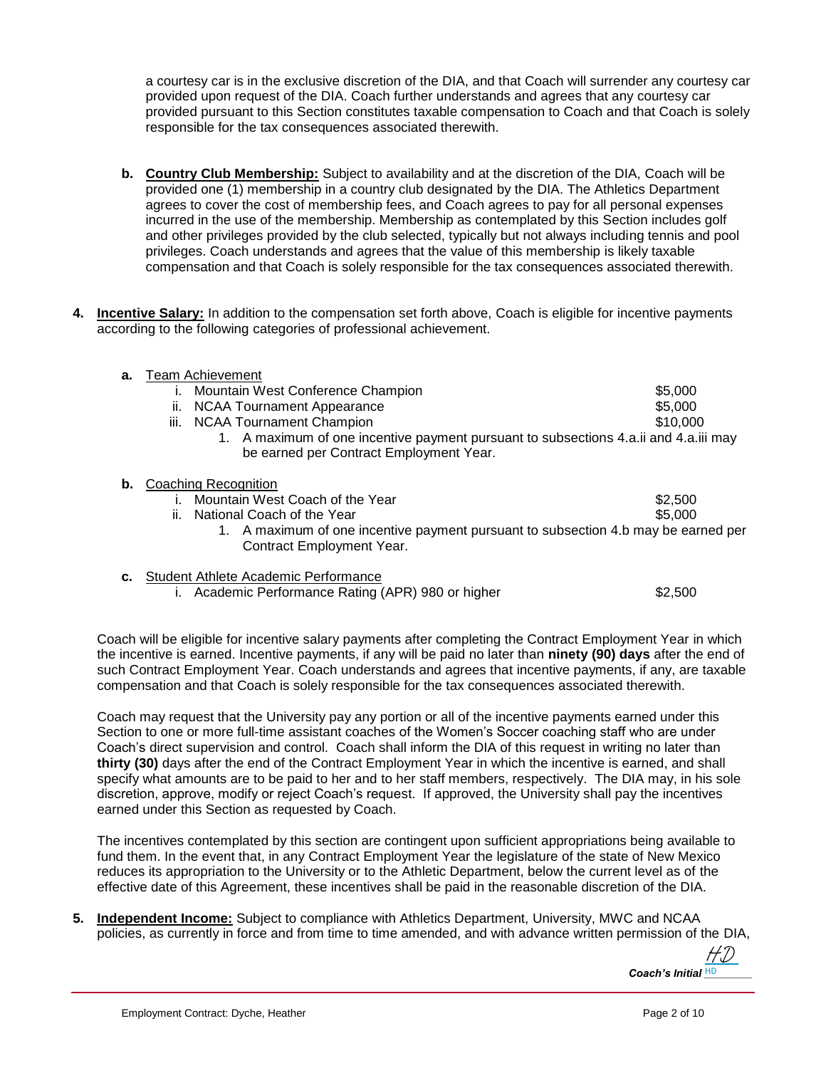a courtesy car is in the exclusive discretion of the DIA, and that Coach will surrender any courtesy car provided upon request of the DIA. Coach further understands and agrees that any courtesy car provided pursuant to this Section constitutes taxable compensation to Coach and that Coach is solely responsible for the tax consequences associated therewith.

**b. Country Club Membership:** Subject to availability and at the discretion of the DIA, Coach will be provided one (1) membership in a country club designated by the DIA. The Athletics Department agrees to cover the cost of membership fees, and Coach agrees to pay for all personal expenses incurred in the use of the membership. Membership as contemplated by this Section includes golf and other privileges provided by the club selected, typically but not always including tennis and pool privileges. Coach understands and agrees that the value of this membership is likely taxable compensation and that Coach is solely responsible for the tax consequences associated therewith.

**4. Incentive Salary:** In addition to the compensation set forth above, Coach is eligible for incentive payments according to the following categories of professional achievement.

**a.** Team Achievement

| | |
|---|---|
| i. Mountain West Conference Champion | $5,000 |
| ii. NCAA Tournament Appearance | $5,000 |
| iii. NCAA Tournament Champion | $10,000 |

1. A maximum of one incentive payment pursuant to subsections 4.a.ii and 4.a.iii may be earned per Contract Employment Year.

**b.** Coaching Recognition

| | |
|---|---|
| i. Mountain West Coach of the Year | $2,500 |
| ii. National Coach of the Year | $5,000 |

1. A maximum of one incentive payment pursuant to subsection 4.b may be earned per Contract Employment Year.

**c.** Student Athlete Academic Performance

| | |
|---|---|
| i. Academic Performance Rating (APR) 980 or higher | $2,500 |

Coach will be eligible for incentive salary payments after completing the Contract Employment Year in which the incentive is earned. Incentive payments, if any will be paid no later than **ninety (90) days** after the end of such Contract Employment Year. Coach understands and agrees that incentive payments, if any, are taxable compensation and that Coach is solely responsible for the tax consequences associated therewith.

Coach may request that the University pay any portion or all of the incentive payments earned under this Section to one or more full-time assistant coaches of the Women's Soccer coaching staff who are under Coach's direct supervision and control. Coach shall inform the DIA of this request in writing no later than **thirty (30)** days after the end of the Contract Employment Year in which the incentive is earned, and shall specify what amounts are to be paid to her and to her staff members, respectively. The DIA may, in his sole discretion, approve, modify or reject Coach's request. If approved, the University shall pay the incentives earned under this Section as requested by Coach.

The incentives contemplated by this section are contingent upon sufficient appropriations being available to fund them. In the event that, in any Contract Employment Year the legislature of the state of New Mexico reduces its appropriation to the University or to the Athletic Department, below the current level as of the effective date of this Agreement, these incentives shall be paid in the reasonable discretion of the DIA.

**5. Independent Income:** Subject to compliance with Athletics Department, University, MWC and NCAA policies, as currently in force and from time to time amended, and with advance written permission of the DIA,

*Coach's Initial* HD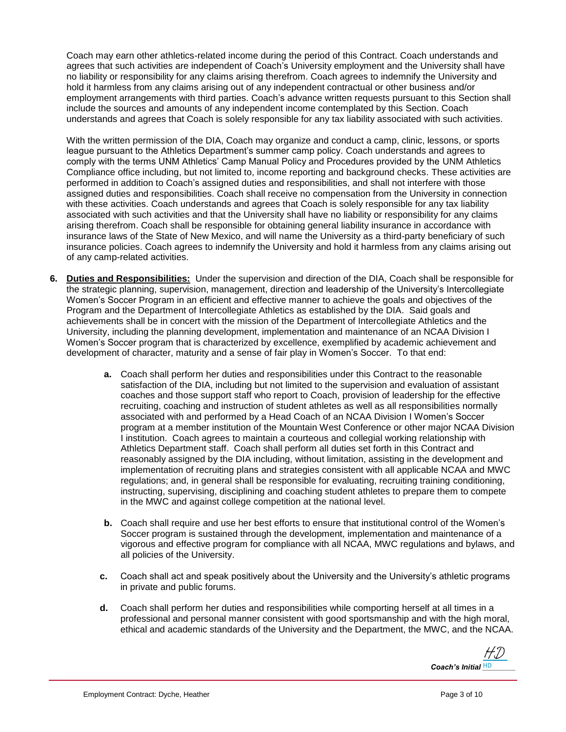Coach may earn other athletics-related income during the period of this Contract. Coach understands and agrees that such activities are independent of Coach's University employment and the University shall have no liability or responsibility for any claims arising therefrom. Coach agrees to indemnify the University and hold it harmless from any claims arising out of any independent contractual or other business and/or employment arrangements with third parties. Coach's advance written requests pursuant to this Section shall include the sources and amounts of any independent income contemplated by this Section. Coach understands and agrees that Coach is solely responsible for any tax liability associated with such activities.

With the written permission of the DIA, Coach may organize and conduct a camp, clinic, lessons, or sports league pursuant to the Athletics Department's summer camp policy. Coach understands and agrees to comply with the terms UNM Athletics' Camp Manual Policy and Procedures provided by the UNM Athletics Compliance office including, but not limited to, income reporting and background checks. These activities are performed in addition to Coach's assigned duties and responsibilities, and shall not interfere with those assigned duties and responsibilities. Coach shall receive no compensation from the University in connection with these activities. Coach understands and agrees that Coach is solely responsible for any tax liability associated with such activities and that the University shall have no liability or responsibility for any claims arising therefrom. Coach shall be responsible for obtaining general liability insurance in accordance with insurance laws of the State of New Mexico, and will name the University as a third-party beneficiary of such insurance policies. Coach agrees to indemnify the University and hold it harmless from any claims arising out of any camp-related activities.

**6. Duties and Responsibilities:** Under the supervision and direction of the DIA, Coach shall be responsible for the strategic planning, supervision, management, direction and leadership of the University's Intercollegiate Women's Soccer Program in an efficient and effective manner to achieve the goals and objectives of the Program and the Department of Intercollegiate Athletics as established by the DIA. Said goals and achievements shall be in concert with the mission of the Department of Intercollegiate Athletics and the University, including the planning development, implementation and maintenance of an NCAA Division I Women's Soccer program that is characterized by excellence, exemplified by academic achievement and development of character, maturity and a sense of fair play in Women's Soccer. To that end:

- **a.** Coach shall perform her duties and responsibilities under this Contract to the reasonable satisfaction of the DIA, including but not limited to the supervision and evaluation of assistant coaches and those support staff who report to Coach, provision of leadership for the effective recruiting, coaching and instruction of student athletes as well as all responsibilities normally associated with and performed by a Head Coach of an NCAA Division I Women's Soccer program at a member institution of the Mountain West Conference or other major NCAA Division I institution. Coach agrees to maintain a courteous and collegial working relationship with Athletics Department staff. Coach shall perform all duties set forth in this Contract and reasonably assigned by the DIA including, without limitation, assisting in the development and implementation of recruiting plans and strategies consistent with all applicable NCAA and MWC regulations; and, in general shall be responsible for evaluating, recruiting training conditioning, instructing, supervising, disciplining and coaching student athletes to prepare them to compete in the MWC and against college competition at the national level.

- **b.** Coach shall require and use her best efforts to ensure that institutional control of the Women's Soccer program is sustained through the development, implementation and maintenance of a vigorous and effective program for compliance with all NCAA, MWC regulations and bylaws, and all policies of the University.

- **c.** Coach shall act and speak positively about the University and the University's athletic programs in private and public forums.

- **d.** Coach shall perform her duties and responsibilities while comporting herself at all times in a professional and personal manner consistent with good sportsmanship and with the high moral, ethical and academic standards of the University and the Department, the MWC, and the NCAA.

*Coach's Initial* HD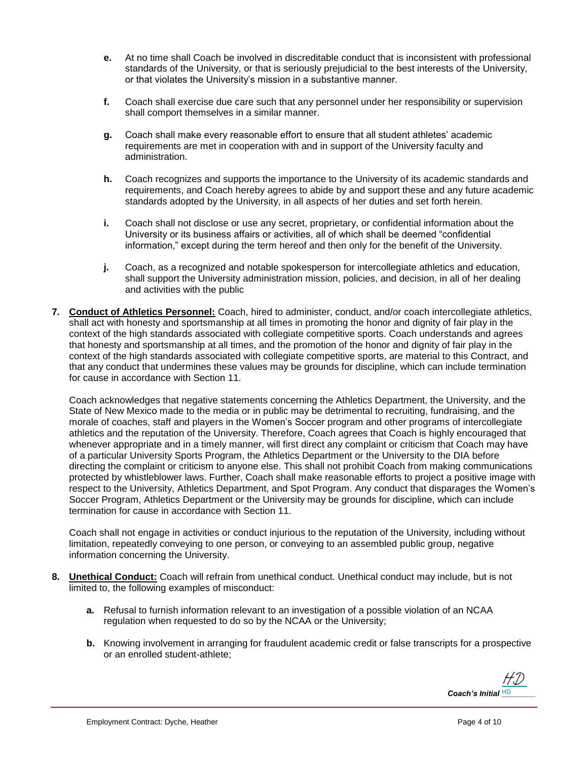- **e.** At no time shall Coach be involved in discreditable conduct that is inconsistent with professional standards of the University, or that is seriously prejudicial to the best interests of the University, or that violates the University's mission in a substantive manner.

- **f.** Coach shall exercise due care such that any personnel under her responsibility or supervision shall comport themselves in a similar manner.

- **g.** Coach shall make every reasonable effort to ensure that all student athletes' academic requirements are met in cooperation with and in support of the University faculty and administration.

- **h.** Coach recognizes and supports the importance to the University of its academic standards and requirements, and Coach hereby agrees to abide by and support these and any future academic standards adopted by the University, in all aspects of her duties and set forth herein.

- **i.** Coach shall not disclose or use any secret, proprietary, or confidential information about the University or its business affairs or activities, all of which shall be deemed "confidential information," except during the term hereof and then only for the benefit of the University.

- **j.** Coach, as a recognized and notable spokesperson for intercollegiate athletics and education, shall support the University administration mission, policies, and decision, in all of her dealing and activities with the public

**7. <u>Conduct of Athletics Personnel:</u>** Coach, hired to administer, conduct, and/or coach intercollegiate athletics, shall act with honesty and sportsmanship at all times in promoting the honor and dignity of fair play in the context of the high standards associated with collegiate competitive sports. Coach understands and agrees that honesty and sportsmanship at all times, and the promotion of the honor and dignity of fair play in the context of the high standards associated with collegiate competitive sports, are material to this Contract, and that any conduct that undermines these values may be grounds for discipline, which can include termination for cause in accordance with Section 11.

Coach acknowledges that negative statements concerning the Athletics Department, the University, and the State of New Mexico made to the media or in public may be detrimental to recruiting, fundraising, and the morale of coaches, staff and players in the Women's Soccer program and other programs of intercollegiate athletics and the reputation of the University. Therefore, Coach agrees that Coach is highly encouraged that whenever appropriate and in a timely manner, will first direct any complaint or criticism that Coach may have of a particular University Sports Program, the Athletics Department or the University to the DIA before directing the complaint or criticism to anyone else. This shall not prohibit Coach from making communications protected by whistleblower laws. Further, Coach shall make reasonable efforts to project a positive image with respect to the University, Athletics Department, and Spot Program. Any conduct that disparages the Women's Soccer Program, Athletics Department or the University may be grounds for discipline, which can include termination for cause in accordance with Section 11.

Coach shall not engage in activities or conduct injurious to the reputation of the University, including without limitation, repeatedly conveying to one person, or conveying to an assembled public group, negative information concerning the University.

**8. <u>Unethical Conduct:</u>** Coach will refrain from unethical conduct. Unethical conduct may include, but is not limited to, the following examples of misconduct:

- **a.** Refusal to furnish information relevant to an investigation of a possible violation of an NCAA regulation when requested to do so by the NCAA or the University;

- **b.** Knowing involvement in arranging for fraudulent academic credit or false transcripts for a prospective or an enrolled student-athlete;

*Coach's Initial* HD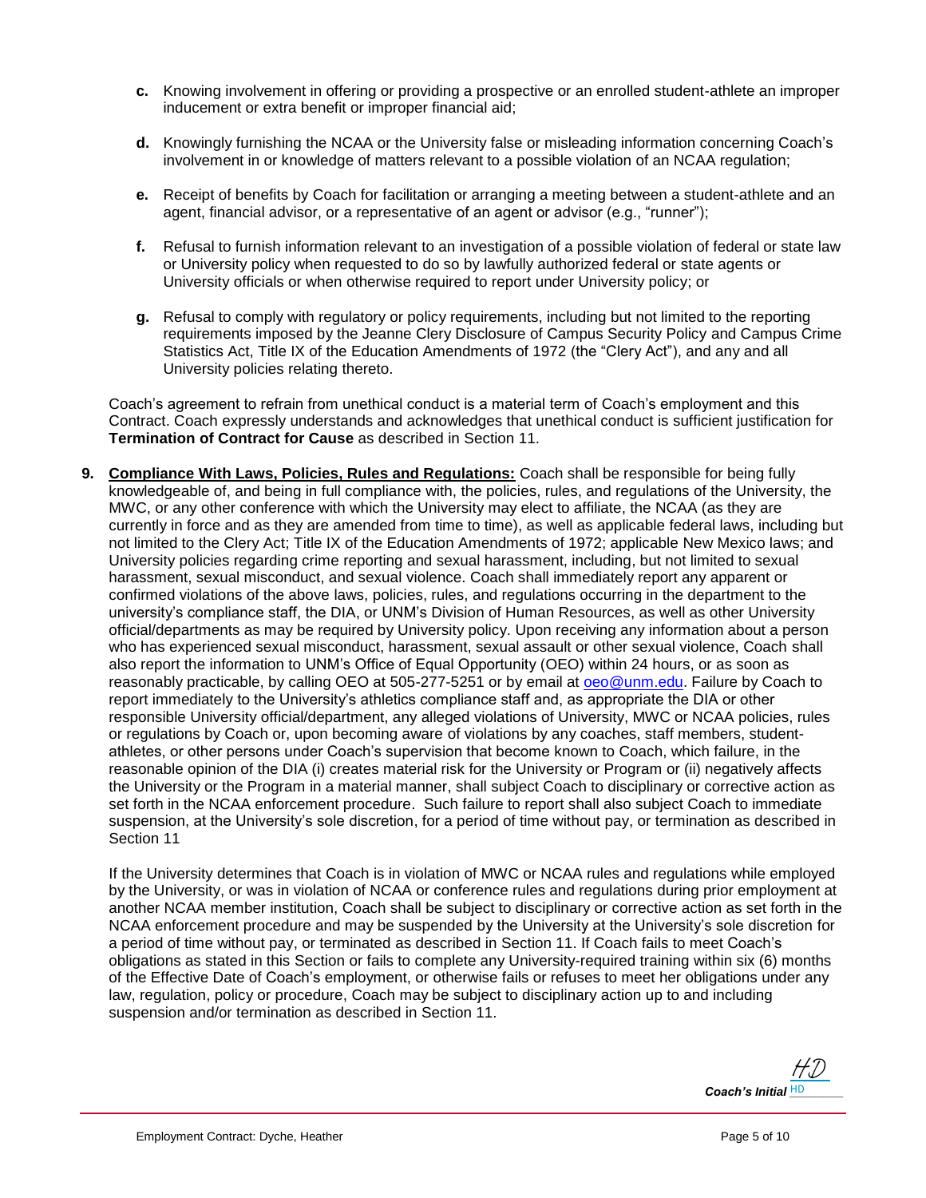**c.** Knowing involvement in offering or providing a prospective or an enrolled student-athlete an improper inducement or extra benefit or improper financial aid;

**d.** Knowingly furnishing the NCAA or the University false or misleading information concerning Coach's involvement in or knowledge of matters relevant to a possible violation of an NCAA regulation;

**e.** Receipt of benefits by Coach for facilitation or arranging a meeting between a student-athlete and an agent, financial advisor, or a representative of an agent or advisor (e.g., "runner");

**f.** Refusal to furnish information relevant to an investigation of a possible violation of federal or state law or University policy when requested to do so by lawfully authorized federal or state agents or University officials or when otherwise required to report under University policy; or

**g.** Refusal to comply with regulatory or policy requirements, including but not limited to the reporting requirements imposed by the Jeanne Clery Disclosure of Campus Security Policy and Campus Crime Statistics Act, Title IX of the Education Amendments of 1972 (the "Clery Act"), and any and all University policies relating thereto.

Coach's agreement to refrain from unethical conduct is a material term of Coach's employment and this Contract. Coach expressly understands and acknowledges that unethical conduct is sufficient justification for **Termination of Contract for Cause** as described in Section 11.

**9. Compliance With Laws, Policies, Rules and Regulations:** Coach shall be responsible for being fully knowledgeable of, and being in full compliance with, the policies, rules, and regulations of the University, the MWC, or any other conference with which the University may elect to affiliate, the NCAA (as they are currently in force and as they are amended from time to time), as well as applicable federal laws, including but not limited to the Clery Act; Title IX of the Education Amendments of 1972; applicable New Mexico laws; and University policies regarding crime reporting and sexual harassment, including, but not limited to sexual harassment, sexual misconduct, and sexual violence. Coach shall immediately report any apparent or confirmed violations of the above laws, policies, rules, and regulations occurring in the department to the university's compliance staff, the DIA, or UNM's Division of Human Resources, as well as other University official/departments as may be required by University policy. Upon receiving any information about a person who has experienced sexual misconduct, harassment, sexual assault or other sexual violence, Coach shall also report the information to UNM's Office of Equal Opportunity (OEO) within 24 hours, or as soon as reasonably practicable, by calling OEO at 505-277-5251 or by email at oeo@unm.edu. Failure by Coach to report immediately to the University's athletics compliance staff and, as appropriate the DIA or other responsible University official/department, any alleged violations of University, MWC or NCAA policies, rules or regulations by Coach or, upon becoming aware of violations by any coaches, staff members, student-athletes, or other persons under Coach's supervision that become known to Coach, which failure, in the reasonable opinion of the DIA (i) creates material risk for the University or Program or (ii) negatively affects the University or the Program in a material manner, shall subject Coach to disciplinary or corrective action as set forth in the NCAA enforcement procedure. Such failure to report shall also subject Coach to immediate suspension, at the University's sole discretion, for a period of time without pay, or termination as described in Section 11

If the University determines that Coach is in violation of MWC or NCAA rules and regulations while employed by the University, or was in violation of NCAA or conference rules and regulations during prior employment at another NCAA member institution, Coach shall be subject to disciplinary or corrective action as set forth in the NCAA enforcement procedure and may be suspended by the University at the University's sole discretion for a period of time without pay, or terminated as described in Section 11. If Coach fails to meet Coach's obligations as stated in this Section or fails to complete any University-required training within six (6) months of the Effective Date of Coach's employment, or otherwise fails or refuses to meet her obligations under any law, regulation, policy or procedure, Coach may be subject to disciplinary action up to and including suspension and/or termination as described in Section 11.

*Coach's Initial* HD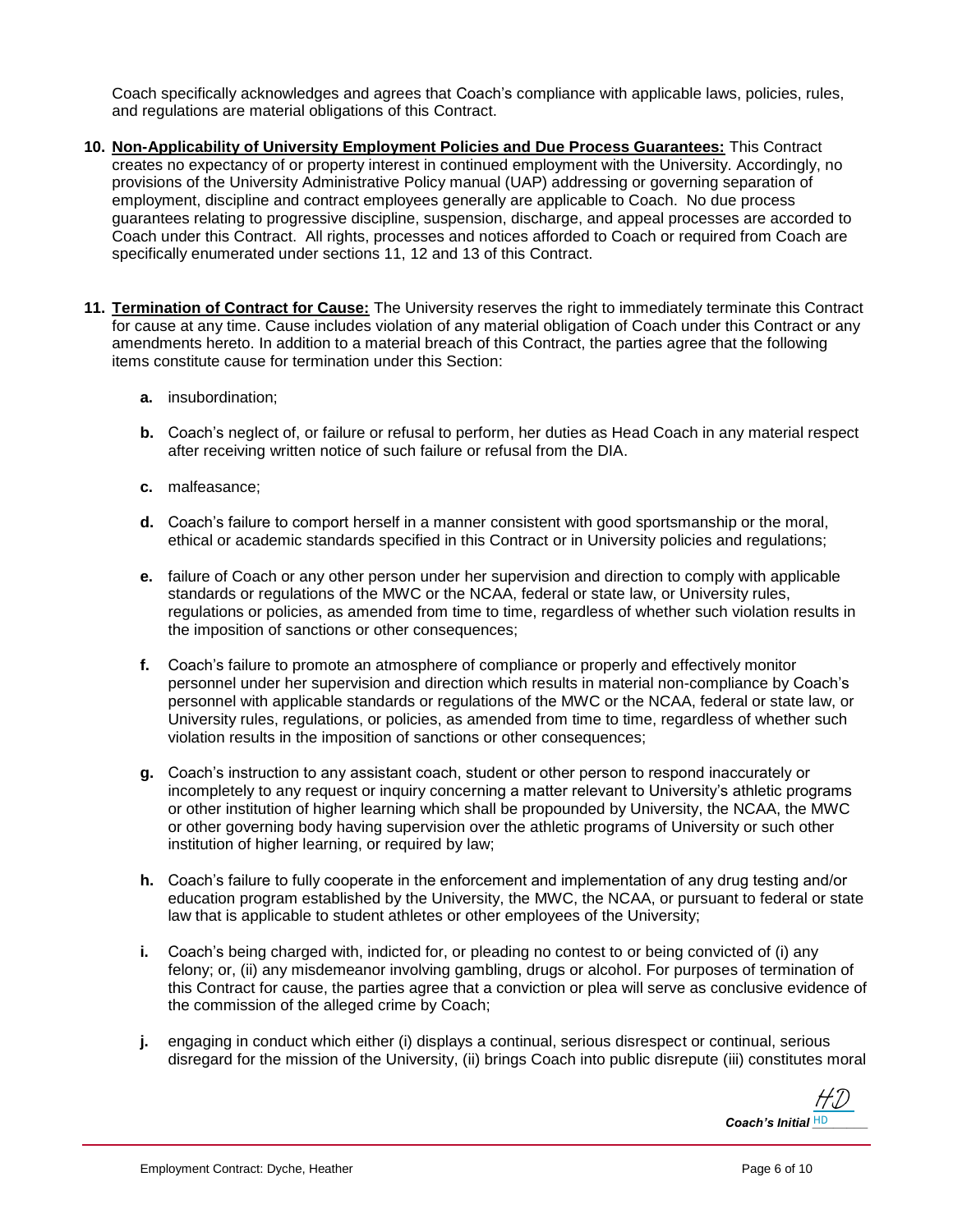Coach specifically acknowledges and agrees that Coach's compliance with applicable laws, policies, rules, and regulations are material obligations of this Contract.

**10. Non-Applicability of University Employment Policies and Due Process Guarantees:** This Contract creates no expectancy of or property interest in continued employment with the University. Accordingly, no provisions of the University Administrative Policy manual (UAP) addressing or governing separation of employment, discipline and contract employees generally are applicable to Coach. No due process guarantees relating to progressive discipline, suspension, discharge, and appeal processes are accorded to Coach under this Contract. All rights, processes and notices afforded to Coach or required from Coach are specifically enumerated under sections 11, 12 and 13 of this Contract.

**11. Termination of Contract for Cause:** The University reserves the right to immediately terminate this Contract for cause at any time. Cause includes violation of any material obligation of Coach under this Contract or any amendments hereto. In addition to a material breach of this Contract, the parties agree that the following items constitute cause for termination under this Section:

- **a.** insubordination;

- **b.** Coach's neglect of, or failure or refusal to perform, her duties as Head Coach in any material respect after receiving written notice of such failure or refusal from the DIA.

- **c.** malfeasance;

- **d.** Coach's failure to comport herself in a manner consistent with good sportsmanship or the moral, ethical or academic standards specified in this Contract or in University policies and regulations;

- **e.** failure of Coach or any other person under her supervision and direction to comply with applicable standards or regulations of the MWC or the NCAA, federal or state law, or University rules, regulations or policies, as amended from time to time, regardless of whether such violation results in the imposition of sanctions or other consequences;

- **f.** Coach's failure to promote an atmosphere of compliance or properly and effectively monitor personnel under her supervision and direction which results in material non-compliance by Coach's personnel with applicable standards or regulations of the MWC or the NCAA, federal or state law, or University rules, regulations, or policies, as amended from time to time, regardless of whether such violation results in the imposition of sanctions or other consequences;

- **g.** Coach's instruction to any assistant coach, student or other person to respond inaccurately or incompletely to any request or inquiry concerning a matter relevant to University's athletic programs or other institution of higher learning which shall be propounded by University, the NCAA, the MWC or other governing body having supervision over the athletic programs of University or such other institution of higher learning, or required by law;

- **h.** Coach's failure to fully cooperate in the enforcement and implementation of any drug testing and/or education program established by the University, the MWC, the NCAA, or pursuant to federal or state law that is applicable to student athletes or other employees of the University;

- **i.** Coach's being charged with, indicted for, or pleading no contest to or being convicted of (i) any felony; or, (ii) any misdemeanor involving gambling, drugs or alcohol. For purposes of termination of this Contract for cause, the parties agree that a conviction or plea will serve as conclusive evidence of the commission of the alleged crime by Coach;

- **j.** engaging in conduct which either (i) displays a continual, serious disrespect or continual, serious disregard for the mission of the University, (ii) brings Coach into public disrepute (iii) constitutes moral

*Coach's Initial* HD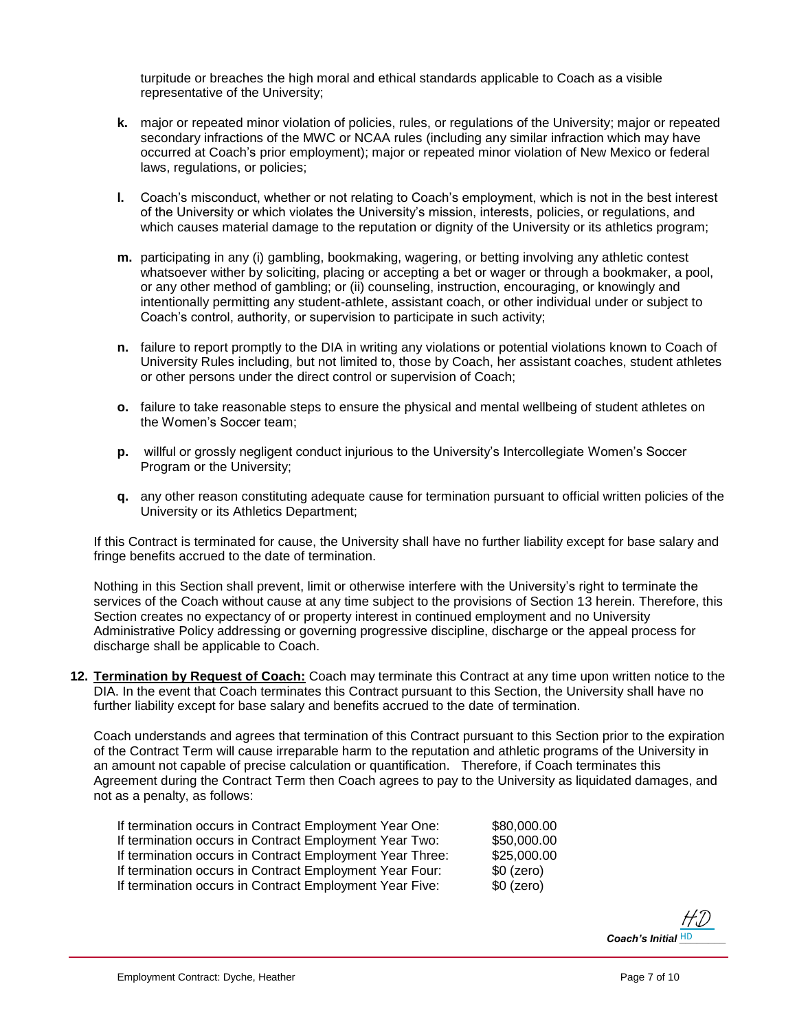turpitude or breaches the high moral and ethical standards applicable to Coach as a visible representative of the University;

**k.** major or repeated minor violation of policies, rules, or regulations of the University; major or repeated secondary infractions of the MWC or NCAA rules (including any similar infraction which may have occurred at Coach's prior employment); major or repeated minor violation of New Mexico or federal laws, regulations, or policies;

**l.** Coach's misconduct, whether or not relating to Coach's employment, which is not in the best interest of the University or which violates the University's mission, interests, policies, or regulations, and which causes material damage to the reputation or dignity of the University or its athletics program;

**m.** participating in any (i) gambling, bookmaking, wagering, or betting involving any athletic contest whatsoever wither by soliciting, placing or accepting a bet or wager or through a bookmaker, a pool, or any other method of gambling; or (ii) counseling, instruction, encouraging, or knowingly and intentionally permitting any student-athlete, assistant coach, or other individual under or subject to Coach's control, authority, or supervision to participate in such activity;

**n.** failure to report promptly to the DIA in writing any violations or potential violations known to Coach of University Rules including, but not limited to, those by Coach, her assistant coaches, student athletes or other persons under the direct control or supervision of Coach;

**o.** failure to take reasonable steps to ensure the physical and mental wellbeing of student athletes on the Women's Soccer team;

**p.** willful or grossly negligent conduct injurious to the University's Intercollegiate Women's Soccer Program or the University;

**q.** any other reason constituting adequate cause for termination pursuant to official written policies of the University or its Athletics Department;

If this Contract is terminated for cause, the University shall have no further liability except for base salary and fringe benefits accrued to the date of termination.

Nothing in this Section shall prevent, limit or otherwise interfere with the University's right to terminate the services of the Coach without cause at any time subject to the provisions of Section 13 herein. Therefore, this Section creates no expectancy of or property interest in continued employment and no University Administrative Policy addressing or governing progressive discipline, discharge or the appeal process for discharge shall be applicable to Coach.

**12. <u>Termination by Request of Coach:</u>** Coach may terminate this Contract at any time upon written notice to the DIA. In the event that Coach terminates this Contract pursuant to this Section, the University shall have no further liability except for base salary and benefits accrued to the date of termination.

Coach understands and agrees that termination of this Contract pursuant to this Section prior to the expiration of the Contract Term will cause irreparable harm to the reputation and athletic programs of the University in an amount not capable of precise calculation or quantification. Therefore, if Coach terminates this Agreement during the Contract Term then Coach agrees to pay to the University as liquidated damages, and not as a penalty, as follows:

| | |
|---|---|
| If termination occurs in Contract Employment Year One: | \$80,000.00 |
| If termination occurs in Contract Employment Year Two: | \$50,000.00 |
| If termination occurs in Contract Employment Year Three: | \$25,000.00 |
| If termination occurs in Contract Employment Year Four: | \$0 (zero) |
| If termination occurs in Contract Employment Year Five: | \$0 (zero) |

HD
*Coach's Initial* HD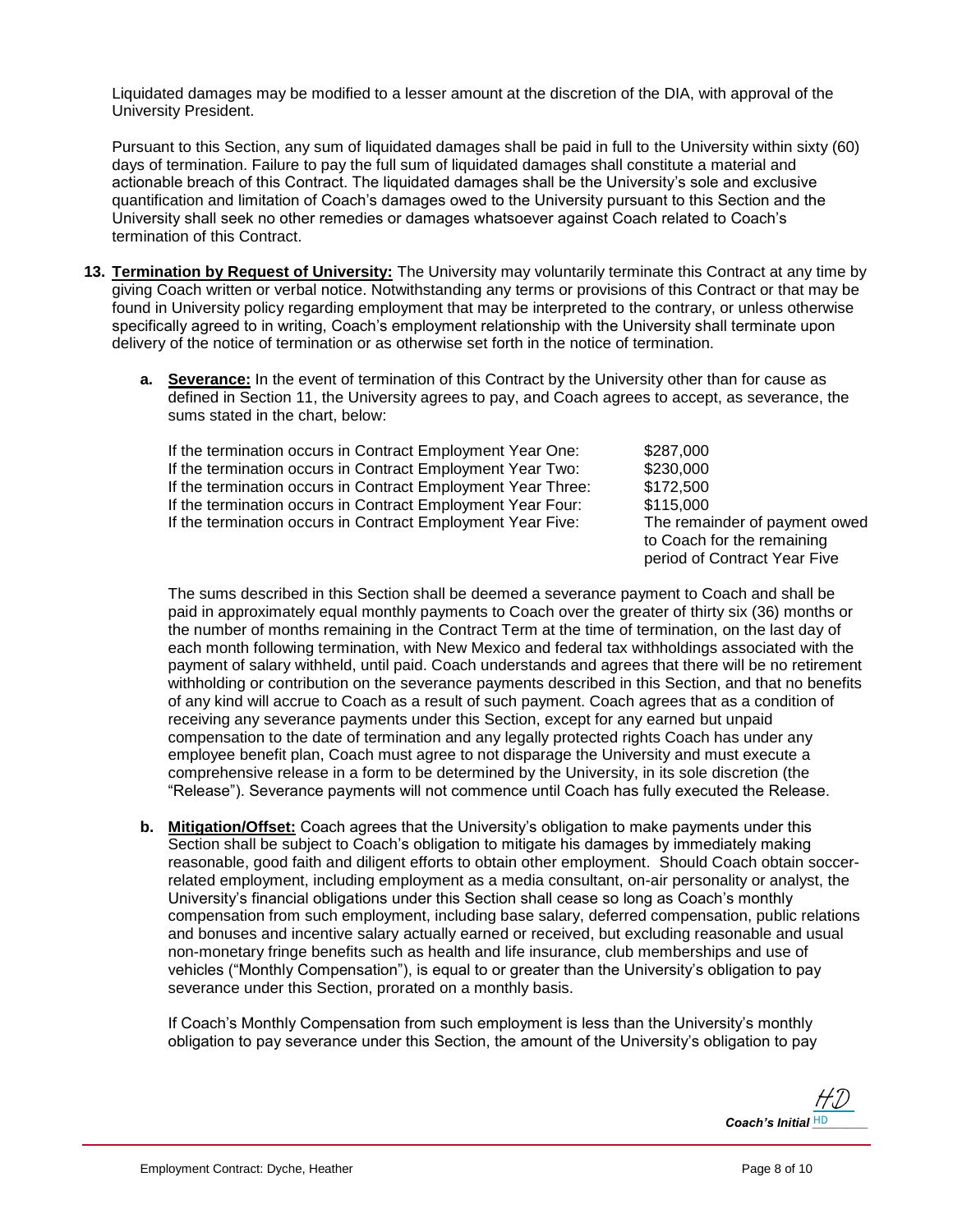Liquidated damages may be modified to a lesser amount at the discretion of the DIA, with approval of the University President.

Pursuant to this Section, any sum of liquidated damages shall be paid in full to the University within sixty (60) days of termination. Failure to pay the full sum of liquidated damages shall constitute a material and actionable breach of this Contract. The liquidated damages shall be the University's sole and exclusive quantification and limitation of Coach's damages owed to the University pursuant to this Section and the University shall seek no other remedies or damages whatsoever against Coach related to Coach's termination of this Contract.

**13. Termination by Request of University:** The University may voluntarily terminate this Contract at any time by giving Coach written or verbal notice. Notwithstanding any terms or provisions of this Contract or that may be found in University policy regarding employment that may be interpreted to the contrary, or unless otherwise specifically agreed to in writing, Coach's employment relationship with the University shall terminate upon delivery of the notice of termination or as otherwise set forth in the notice of termination.

**a. Severance:** In the event of termination of this Contract by the University other than for cause as defined in Section 11, the University agrees to pay, and Coach agrees to accept, as severance, the sums stated in the chart, below:

| | |
|---|---|
| If the termination occurs in Contract Employment Year One: | $287,000 |
| If the termination occurs in Contract Employment Year Two: | $230,000 |
| If the termination occurs in Contract Employment Year Three: | $172,500 |
| If the termination occurs in Contract Employment Year Four: | $115,000 |
| If the termination occurs in Contract Employment Year Five: | The remainder of payment owed to Coach for the remaining period of Contract Year Five |

The sums described in this Section shall be deemed a severance payment to Coach and shall be paid in approximately equal monthly payments to Coach over the greater of thirty six (36) months or the number of months remaining in the Contract Term at the time of termination, on the last day of each month following termination, with New Mexico and federal tax withholdings associated with the payment of salary withheld, until paid. Coach understands and agrees that there will be no retirement withholding or contribution on the severance payments described in this Section, and that no benefits of any kind will accrue to Coach as a result of such payment. Coach agrees that as a condition of receiving any severance payments under this Section, except for any earned but unpaid compensation to the date of termination and any legally protected rights Coach has under any employee benefit plan, Coach must agree to not disparage the University and must execute a comprehensive release in a form to be determined by the University, in its sole discretion (the "Release"). Severance payments will not commence until Coach has fully executed the Release.

**b. Mitigation/Offset:** Coach agrees that the University's obligation to make payments under this Section shall be subject to Coach's obligation to mitigate his damages by immediately making reasonable, good faith and diligent efforts to obtain other employment. Should Coach obtain soccer-related employment, including employment as a media consultant, on-air personality or analyst, the University's financial obligations under this Section shall cease so long as Coach's monthly compensation from such employment, including base salary, deferred compensation, public relations and bonuses and incentive salary actually earned or received, but excluding reasonable and usual non-monetary fringe benefits such as health and life insurance, club memberships and use of vehicles ("Monthly Compensation"), is equal to or greater than the University's obligation to pay severance under this Section, prorated on a monthly basis.

If Coach's Monthly Compensation from such employment is less than the University's monthly obligation to pay severance under this Section, the amount of the University's obligation to pay

*Coach's Initial* HD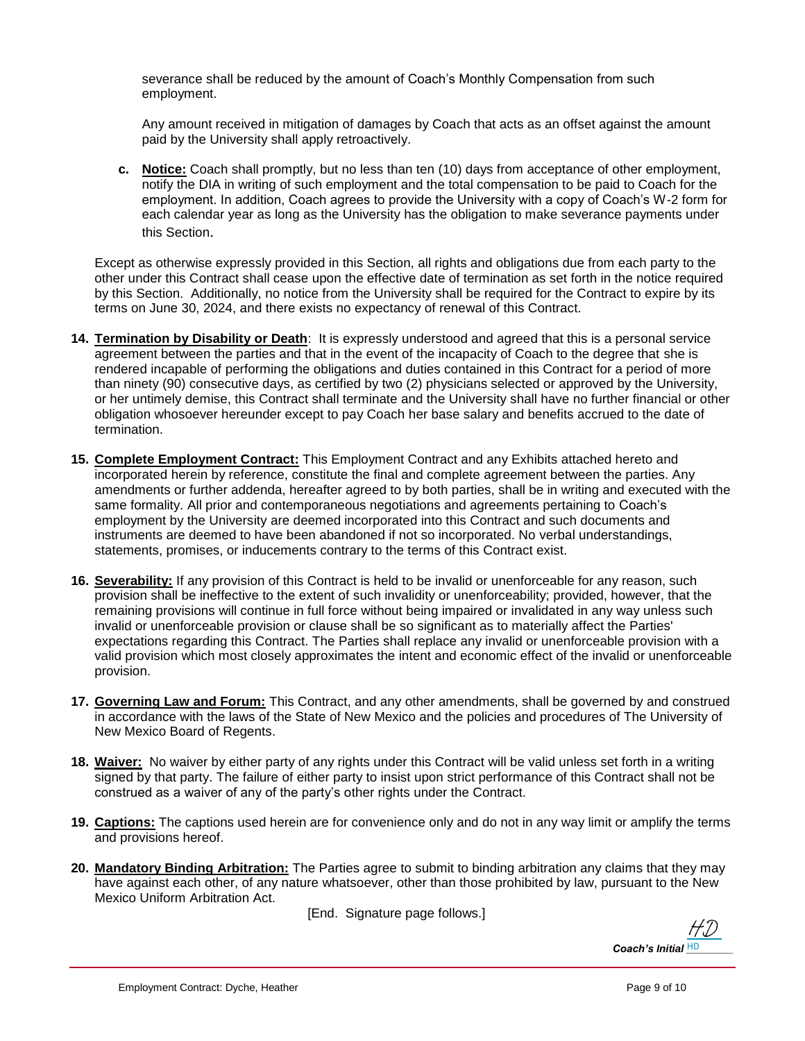severance shall be reduced by the amount of Coach's Monthly Compensation from such employment.

Any amount received in mitigation of damages by Coach that acts as an offset against the amount paid by the University shall apply retroactively.

c. **Notice:** Coach shall promptly, but no less than ten (10) days from acceptance of other employment, notify the DIA in writing of such employment and the total compensation to be paid to Coach for the employment. In addition, Coach agrees to provide the University with a copy of Coach's W-2 form for each calendar year as long as the University has the obligation to make severance payments under this Section.

Except as otherwise expressly provided in this Section, all rights and obligations due from each party to the other under this Contract shall cease upon the effective date of termination as set forth in the notice required by this Section. Additionally, no notice from the University shall be required for the Contract to expire by its terms on June 30, 2024, and there exists no expectancy of renewal of this Contract.

14. **Termination by Disability or Death**: It is expressly understood and agreed that this is a personal service agreement between the parties and that in the event of the incapacity of Coach to the degree that she is rendered incapable of performing the obligations and duties contained in this Contract for a period of more than ninety (90) consecutive days, as certified by two (2) physicians selected or approved by the University, or her untimely demise, this Contract shall terminate and the University shall have no further financial or other obligation whosoever hereunder except to pay Coach her base salary and benefits accrued to the date of termination.

15. **Complete Employment Contract:** This Employment Contract and any Exhibits attached hereto and incorporated herein by reference, constitute the final and complete agreement between the parties. Any amendments or further addenda, hereafter agreed to by both parties, shall be in writing and executed with the same formality. All prior and contemporaneous negotiations and agreements pertaining to Coach's employment by the University are deemed incorporated into this Contract and such documents and instruments are deemed to have been abandoned if not so incorporated. No verbal understandings, statements, promises, or inducements contrary to the terms of this Contract exist.

16. **Severability:** If any provision of this Contract is held to be invalid or unenforceable for any reason, such provision shall be ineffective to the extent of such invalidity or unenforceability; provided, however, that the remaining provisions will continue in full force without being impaired or invalidated in any way unless such invalid or unenforceable provision or clause shall be so significant as to materially affect the Parties' expectations regarding this Contract. The Parties shall replace any invalid or unenforceable provision with a valid provision which most closely approximates the intent and economic effect of the invalid or unenforceable provision.

17. **Governing Law and Forum:** This Contract, and any other amendments, shall be governed by and construed in accordance with the laws of the State of New Mexico and the policies and procedures of The University of New Mexico Board of Regents.

18. **Waiver:** No waiver by either party of any rights under this Contract will be valid unless set forth in a writing signed by that party. The failure of either party to insist upon strict performance of this Contract shall not be construed as a waiver of any of the party's other rights under the Contract.

19. **Captions:** The captions used herein are for convenience only and do not in any way limit or amplify the terms and provisions hereof.

20. **Mandatory Binding Arbitration:** The Parties agree to submit to binding arbitration any claims that they may have against each other, of any nature whatsoever, other than those prohibited by law, pursuant to the New Mexico Uniform Arbitration Act.

[End. Signature page follows.]

HD
***Coach's Initial*** HD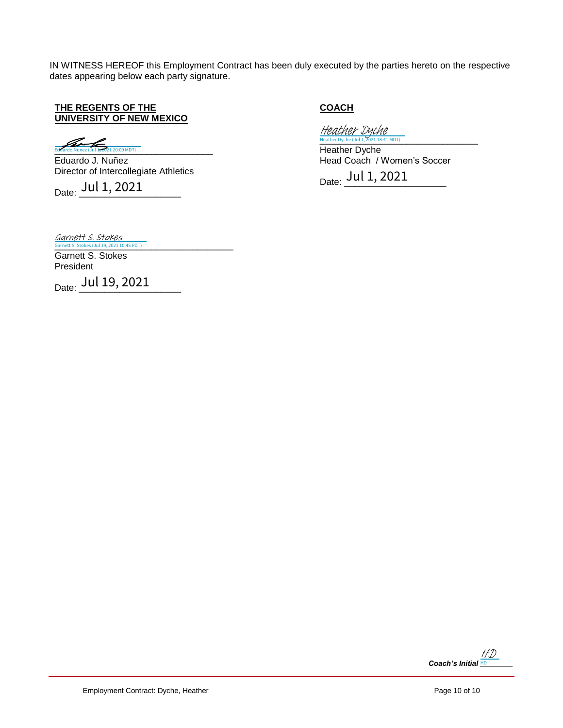IN WITNESS HEREOF this Employment Contract has been duly executed by the parties hereto on the respective dates appearing below each party signature.

**THE REGENTS OF THE UNIVERSITY OF NEW MEXICO**

Eduardo Nunez (Jul 1, 2021 20:00 MDT)

Eduardo J. Nuñez
Director of Intercollegiate Athletics

Date: Jul 1, 2021

Garnett S. Stokes
Garnett S. Stokes (Jul 19, 2021 10:45 PDT)

Garnett S. Stokes
President

Date: Jul 19, 2021

**COACH**

Heather Dyche
Heather Dyche (Jul 1, 2021 18:41 MDT)

Heather Dyche
Head Coach / Women's Soccer

Date: Jul 1, 2021

***Coach's Initial*** HD